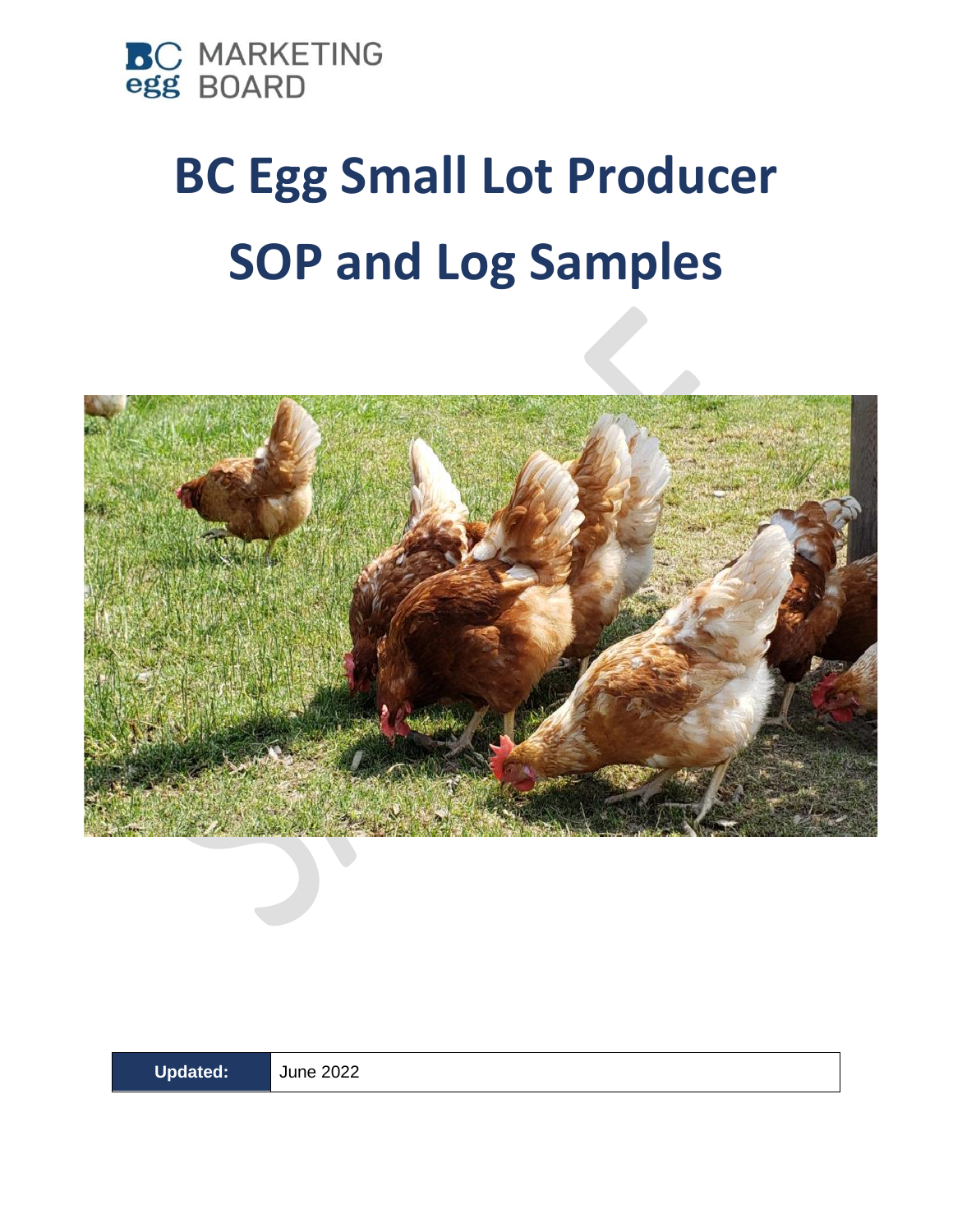BC egg MARKETING BOARD

# BC Egg Small Lot Producer SOP and Log Samples

| Updated: | June 2022 |
|---|---|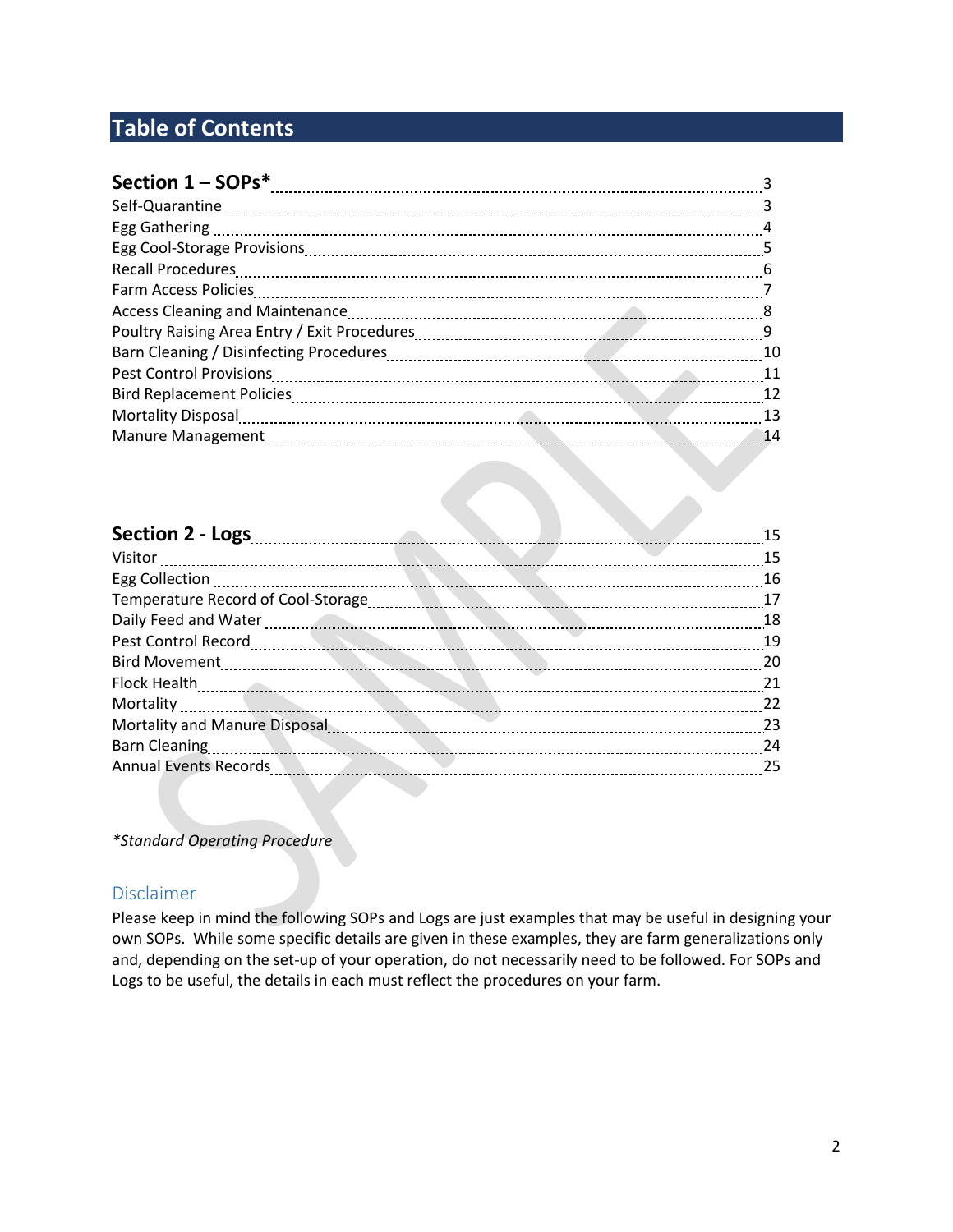# Table of Contents

| | |
|---|---|
| **Section 1 – SOPs*** | **3** |
| Self-Quarantine | 3 |
| Egg Gathering | 4 |
| Egg Cool-Storage Provisions | 5 |
| Recall Procedures | 6 |
| Farm Access Policies | 7 |
| Access Cleaning and Maintenance | 8 |
| Poultry Raising Area Entry / Exit Procedures | 9 |
| Barn Cleaning / Disinfecting Procedures | 10 |
| Pest Control Provisions | 11 |
| Bird Replacement Policies | 12 |
| Mortality Disposal | 13 |
| Manure Management | 14 |

| | |
|---|---|
| **Section 2 - Logs** | 15 |
| Visitor | 15 |
| Egg Collection | 16 |
| Temperature Record of Cool-Storage | 17 |
| Daily Feed and Water | 18 |
| Pest Control Record | 19 |
| Bird Movement | 20 |
| Flock Health | 21 |
| Mortality | 22 |
| Mortality and Manure Disposal | 23 |
| Barn Cleaning | 24 |
| Annual Events Records | 25 |

*\*Standard Operating Procedure*

## Disclaimer

Please keep in mind the following SOPs and Logs are just examples that may be useful in designing your own SOPs. While some specific details are given in these examples, they are farm generalizations only and, depending on the set-up of your operation, do not necessarily need to be followed. For SOPs and Logs to be useful, the details in each must reflect the procedures on your farm.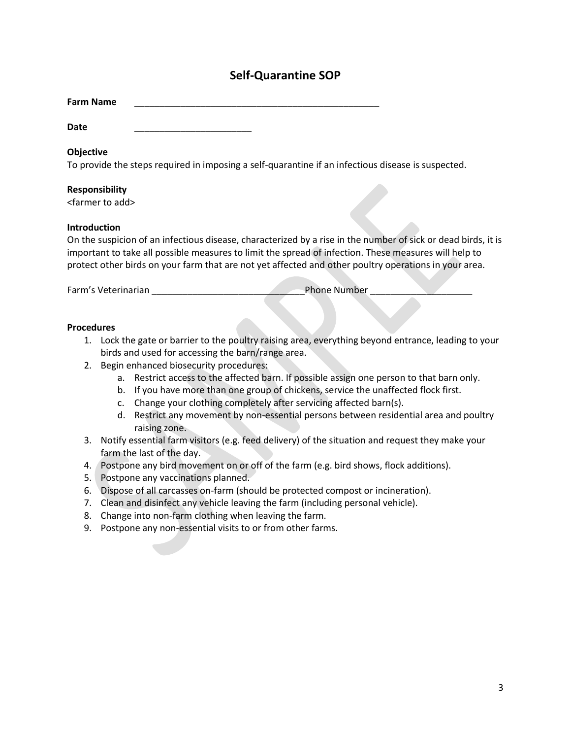# Self-Quarantine SOP

**Farm Name** ___________________________________________________

**Date** _______________________

**Objective**

To provide the steps required in imposing a self-quarantine if an infectious disease is suspected.

**Responsibility**

<farmer to add>

**Introduction**

On the suspicion of an infectious disease, characterized by a rise in the number of sick or dead birds, it is important to take all possible measures to limit the spread of infection. These measures will help to protect other birds on your farm that are not yet affected and other poultry operations in your area.

Farm's Veterinarian _____________________________ Phone Number ____________________

**Procedures**

1. Lock the gate or barrier to the poultry raising area, everything beyond entrance, leading to your birds and used for accessing the barn/range area.
2. Begin enhanced biosecurity procedures:
   a. Restrict access to the affected barn. If possible assign one person to that barn only.
   b. If you have more than one group of chickens, service the unaffected flock first.
   c. Change your clothing completely after servicing affected barn(s).
   d. Restrict any movement by non-essential persons between residential area and poultry raising zone.
3. Notify essential farm visitors (e.g. feed delivery) of the situation and request they make your farm the last of the day.
4. Postpone any bird movement on or off of the farm (e.g. bird shows, flock additions).
5. Postpone any vaccinations planned.
6. Dispose of all carcasses on-farm (should be protected compost or incineration).
7. Clean and disinfect any vehicle leaving the farm (including personal vehicle).
8. Change into non-farm clothing when leaving the farm.
9. Postpone any non-essential visits to or from other farms.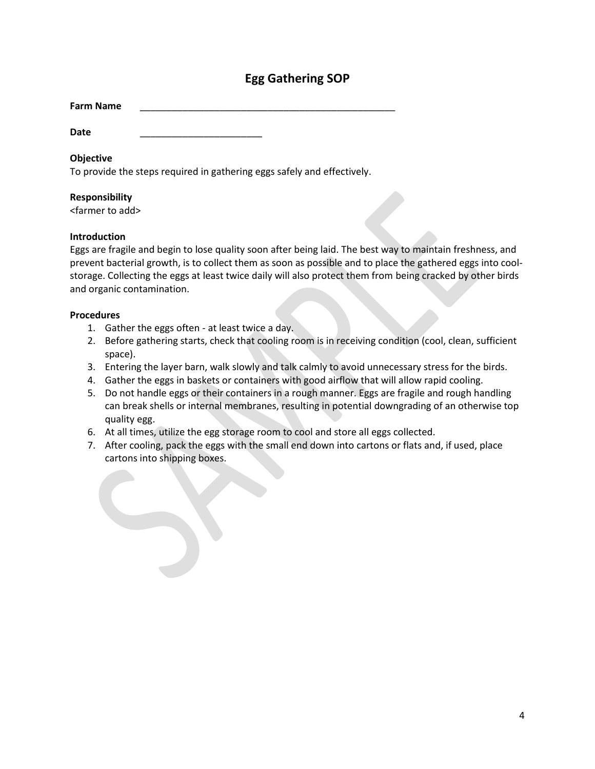# Egg Gathering SOP

**Farm Name** ____________________________________________________

**Date** ________________________

**Objective**

To provide the steps required in gathering eggs safely and effectively.

**Responsibility**

<farmer to add>

**Introduction**

Eggs are fragile and begin to lose quality soon after being laid. The best way to maintain freshness, and prevent bacterial growth, is to collect them as soon as possible and to place the gathered eggs into cool-storage. Collecting the eggs at least twice daily will also protect them from being cracked by other birds and organic contamination.

**Procedures**

1. Gather the eggs often - at least twice a day.
2. Before gathering starts, check that cooling room is in receiving condition (cool, clean, sufficient space).
3. Entering the layer barn, walk slowly and talk calmly to avoid unnecessary stress for the birds.
4. Gather the eggs in baskets or containers with good airflow that will allow rapid cooling.
5. Do not handle eggs or their containers in a rough manner. Eggs are fragile and rough handling can break shells or internal membranes, resulting in potential downgrading of an otherwise top quality egg.
6. At all times, utilize the egg storage room to cool and store all eggs collected.
7. After cooling, pack the eggs with the small end down into cartons or flats and, if used, place cartons into shipping boxes.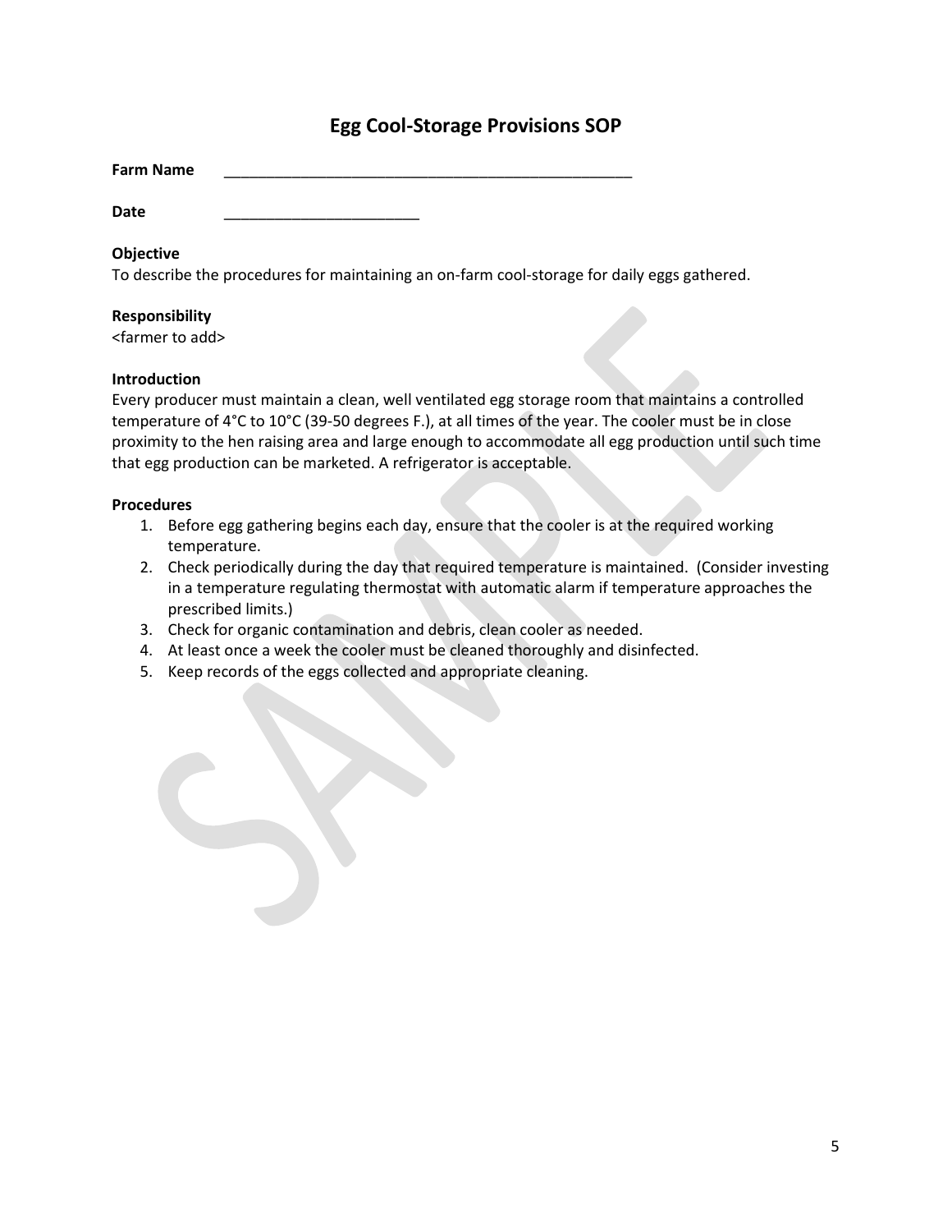# Egg Cool-Storage Provisions SOP

**Farm Name** ___________________________________________________

**Date** ________________________

**Objective**

To describe the procedures for maintaining an on-farm cool-storage for daily eggs gathered.

**Responsibility**

<farmer to add>

**Introduction**

Every producer must maintain a clean, well ventilated egg storage room that maintains a controlled temperature of 4°C to 10°C (39-50 degrees F.), at all times of the year. The cooler must be in close proximity to the hen raising area and large enough to accommodate all egg production until such time that egg production can be marketed. A refrigerator is acceptable.

**Procedures**

1. Before egg gathering begins each day, ensure that the cooler is at the required working temperature.
2. Check periodically during the day that required temperature is maintained. (Consider investing in a temperature regulating thermostat with automatic alarm if temperature approaches the prescribed limits.)
3. Check for organic contamination and debris, clean cooler as needed.
4. At least once a week the cooler must be cleaned thoroughly and disinfected.
5. Keep records of the eggs collected and appropriate cleaning.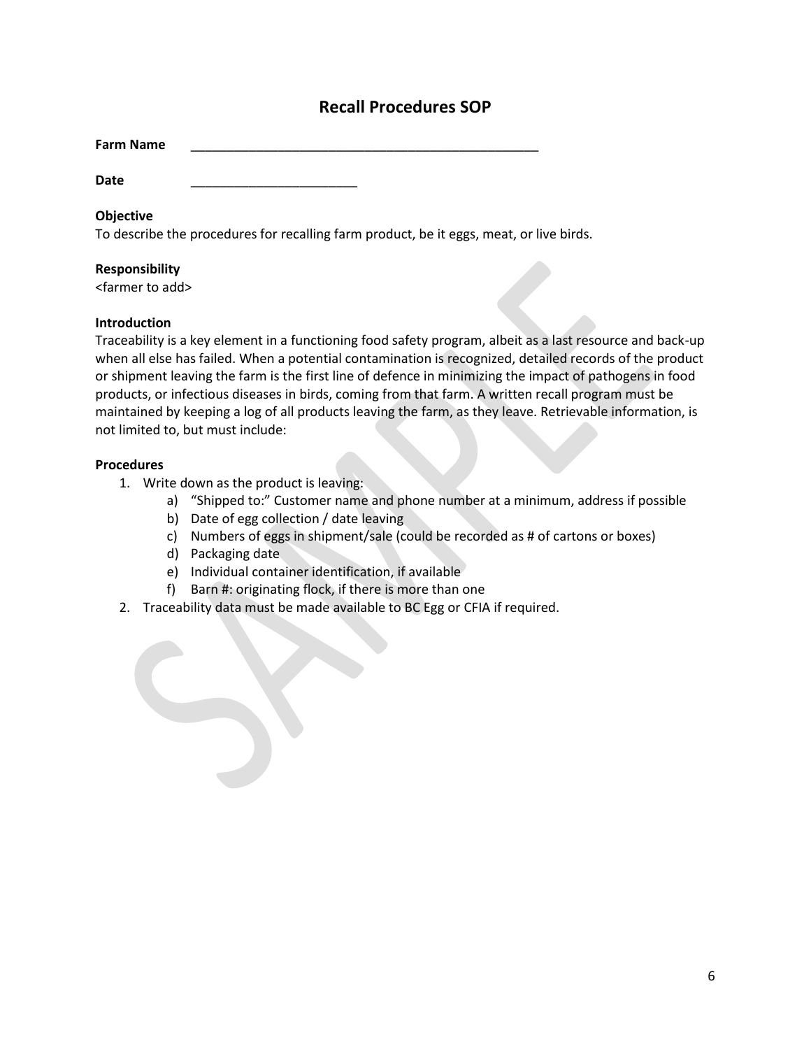# Recall Procedures SOP

**Farm Name** ___________________________________________________

**Date** ________________________

**Objective**
To describe the procedures for recalling farm product, be it eggs, meat, or live birds.

**Responsibility**
<farmer to add>

**Introduction**
Traceability is a key element in a functioning food safety program, albeit as a last resource and back-up when all else has failed. When a potential contamination is recognized, detailed records of the product or shipment leaving the farm is the first line of defence in minimizing the impact of pathogens in food products, or infectious diseases in birds, coming from that farm. A written recall program must be maintained by keeping a log of all products leaving the farm, as they leave. Retrievable information, is not limited to, but must include:

**Procedures**

1. Write down as the product is leaving:
   a) "Shipped to:" Customer name and phone number at a minimum, address if possible
   b) Date of egg collection / date leaving
   c) Numbers of eggs in shipment/sale (could be recorded as # of cartons or boxes)
   d) Packaging date
   e) Individual container identification, if available
   f) Barn #: originating flock, if there is more than one
2. Traceability data must be made available to BC Egg or CFIA if required.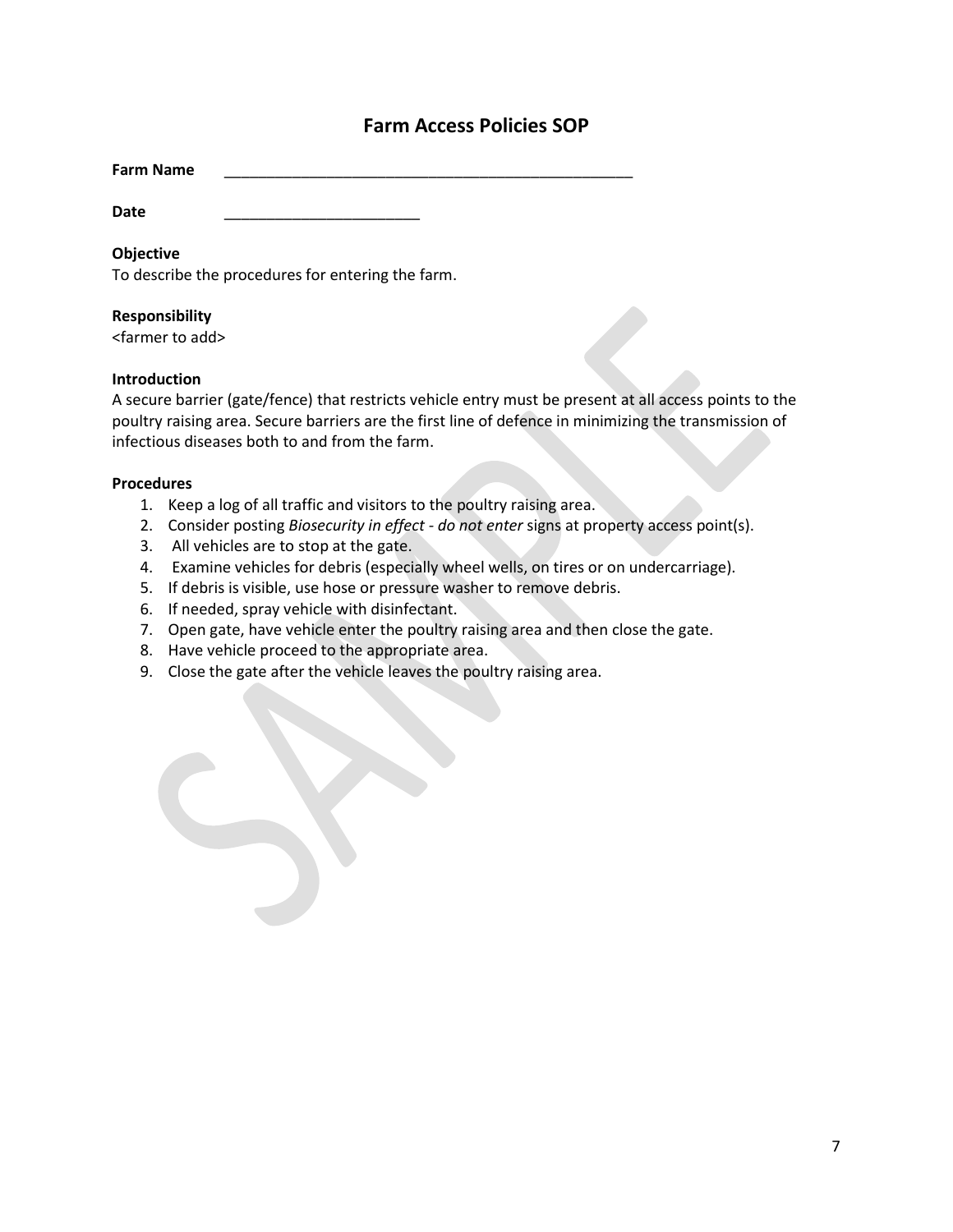# Farm Access Policies SOP

**Farm Name** ___________________________________________________

**Date** ________________________

**Objective**
To describe the procedures for entering the farm.

**Responsibility**
<farmer to add>

**Introduction**
A secure barrier (gate/fence) that restricts vehicle entry must be present at all access points to the poultry raising area. Secure barriers are the first line of defence in minimizing the transmission of infectious diseases both to and from the farm.

**Procedures**

1. Keep a log of all traffic and visitors to the poultry raising area.
2. Consider posting *Biosecurity in effect - do not enter* signs at property access point(s).
3. All vehicles are to stop at the gate.
4. Examine vehicles for debris (especially wheel wells, on tires or on undercarriage).
5. If debris is visible, use hose or pressure washer to remove debris.
6. If needed, spray vehicle with disinfectant.
7. Open gate, have vehicle enter the poultry raising area and then close the gate.
8. Have vehicle proceed to the appropriate area.
9. Close the gate after the vehicle leaves the poultry raising area.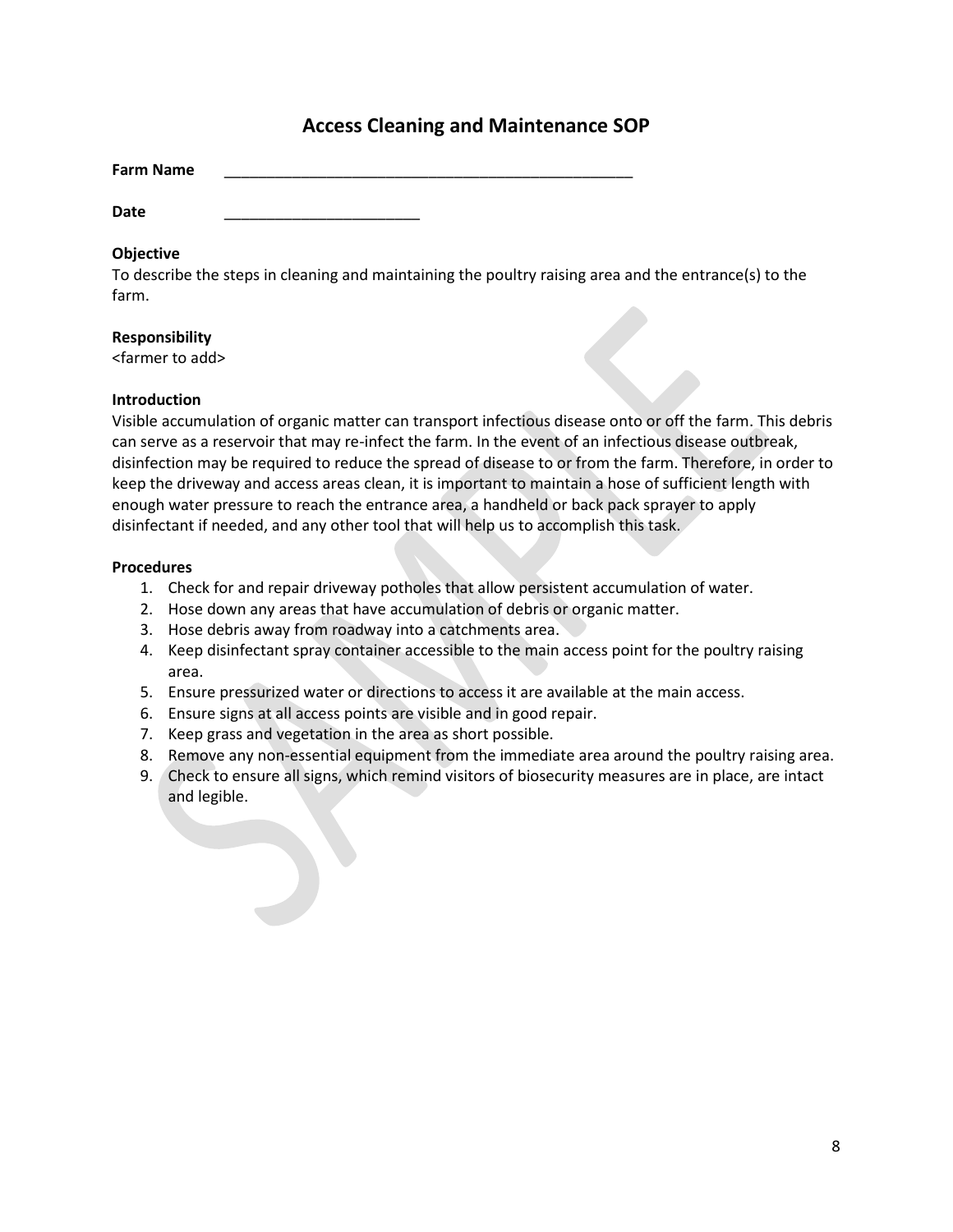# Access Cleaning and Maintenance SOP

**Farm Name** ___________________________________________________

**Date** _______________________

**Objective**
To describe the steps in cleaning and maintaining the poultry raising area and the entrance(s) to the farm.

**Responsibility**
<farmer to add>

**Introduction**
Visible accumulation of organic matter can transport infectious disease onto or off the farm. This debris can serve as a reservoir that may re-infect the farm. In the event of an infectious disease outbreak, disinfection may be required to reduce the spread of disease to or from the farm. Therefore, in order to keep the driveway and access areas clean, it is important to maintain a hose of sufficient length with enough water pressure to reach the entrance area, a handheld or back pack sprayer to apply disinfectant if needed, and any other tool that will help us to accomplish this task.

**Procedures**

1. Check for and repair driveway potholes that allow persistent accumulation of water.
2. Hose down any areas that have accumulation of debris or organic matter.
3. Hose debris away from roadway into a catchments area.
4. Keep disinfectant spray container accessible to the main access point for the poultry raising area.
5. Ensure pressurized water or directions to access it are available at the main access.
6. Ensure signs at all access points are visible and in good repair.
7. Keep grass and vegetation in the area as short possible.
8. Remove any non-essential equipment from the immediate area around the poultry raising area.
9. Check to ensure all signs, which remind visitors of biosecurity measures are in place, are intact and legible.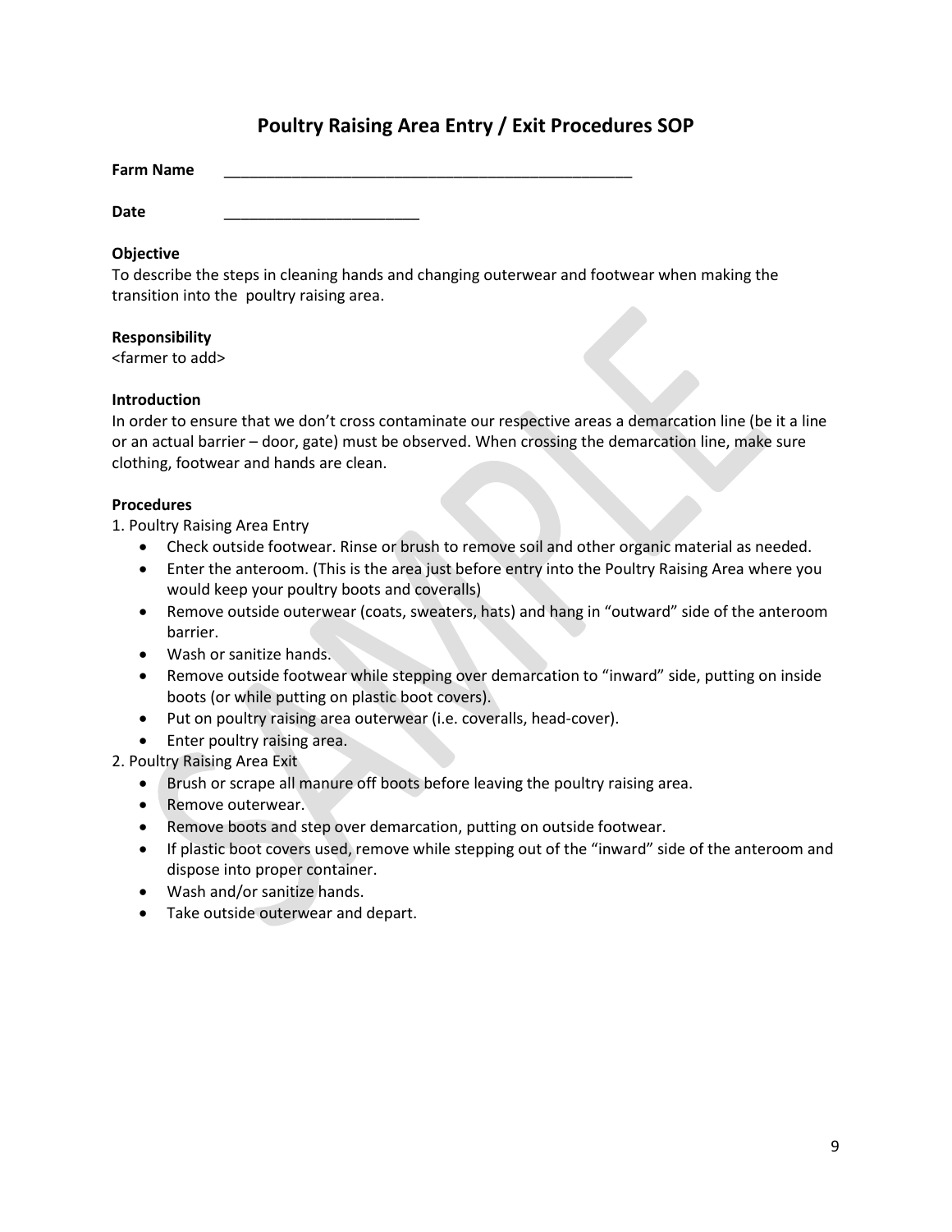# Poultry Raising Area Entry / Exit Procedures SOP

**Farm Name** ____________________________________________________

**Date** ________________________

**Objective**
To describe the steps in cleaning hands and changing outerwear and footwear when making the transition into the poultry raising area.

**Responsibility**
<farmer to add>

**Introduction**
In order to ensure that we don't cross contaminate our respective areas a demarcation line (be it a line or an actual barrier – door, gate) must be observed. When crossing the demarcation line, make sure clothing, footwear and hands are clean.

**Procedures**

1. Poultry Raising Area Entry
   - Check outside footwear. Rinse or brush to remove soil and other organic material as needed.
   - Enter the anteroom. (This is the area just before entry into the Poultry Raising Area where you would keep your poultry boots and coveralls)
   - Remove outside outerwear (coats, sweaters, hats) and hang in "outward" side of the anteroom barrier.
   - Wash or sanitize hands.
   - Remove outside footwear while stepping over demarcation to "inward" side, putting on inside boots (or while putting on plastic boot covers).
   - Put on poultry raising area outerwear (i.e. coveralls, head-cover).
   - Enter poultry raising area.
2. Poultry Raising Area Exit
   - Brush or scrape all manure off boots before leaving the poultry raising area.
   - Remove outerwear.
   - Remove boots and step over demarcation, putting on outside footwear.
   - If plastic boot covers used, remove while stepping out of the "inward" side of the anteroom and dispose into proper container.
   - Wash and/or sanitize hands.
   - Take outside outerwear and depart.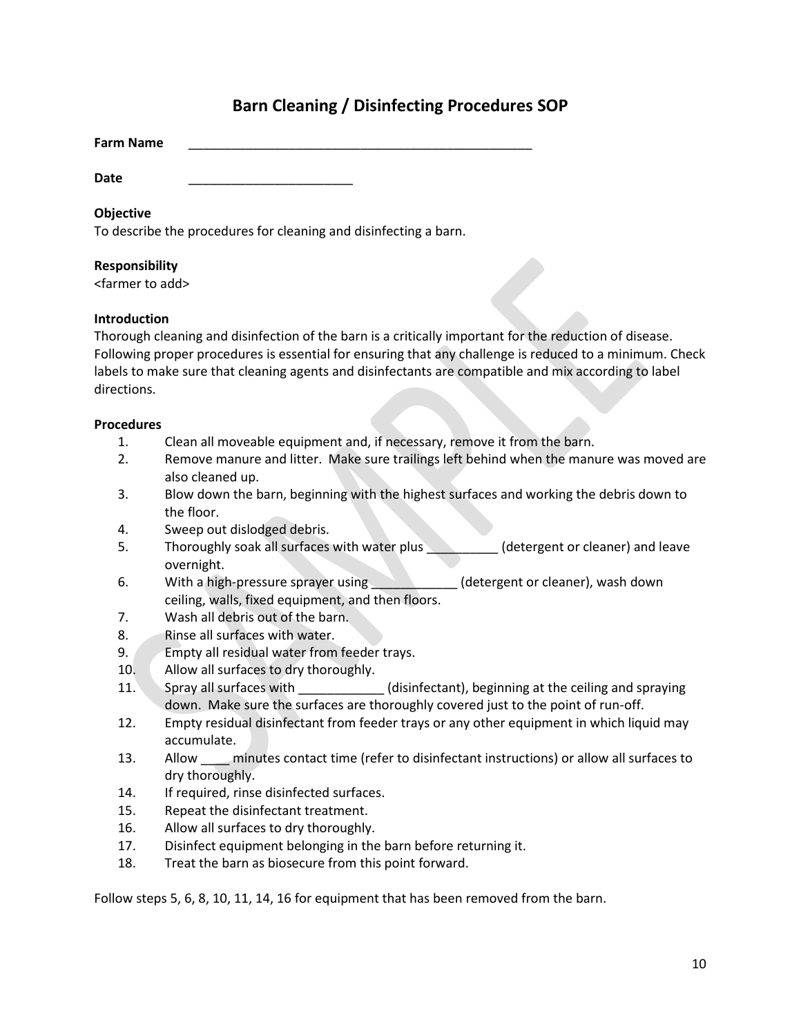# Barn Cleaning / Disinfecting Procedures SOP

**Farm Name** ___________________________________________________

**Date** _______________________

**Objective**
To describe the procedures for cleaning and disinfecting a barn.

**Responsibility**
<farmer to add>

**Introduction**
Thorough cleaning and disinfection of the barn is a critically important for the reduction of disease. Following proper procedures is essential for ensuring that any challenge is reduced to a minimum. Check labels to make sure that cleaning agents and disinfectants are compatible and mix according to label directions.

**Procedures**

1. Clean all moveable equipment and, if necessary, remove it from the barn.
2. Remove manure and litter. Make sure trailings left behind when the manure was moved are also cleaned up.
3. Blow down the barn, beginning with the highest surfaces and working the debris down to the floor.
4. Sweep out dislodged debris.
5. Thoroughly soak all surfaces with water plus __________ (detergent or cleaner) and leave overnight.
6. With a high-pressure sprayer using ____________ (detergent or cleaner), wash down ceiling, walls, fixed equipment, and then floors.
7. Wash all debris out of the barn.
8. Rinse all surfaces with water.
9. Empty all residual water from feeder trays.
10. Allow all surfaces to dry thoroughly.
11. Spray all surfaces with ____________ (disinfectant), beginning at the ceiling and spraying down. Make sure the surfaces are thoroughly covered just to the point of run-off.
12. Empty residual disinfectant from feeder trays or any other equipment in which liquid may accumulate.
13. Allow ____ minutes contact time (refer to disinfectant instructions) or allow all surfaces to dry thoroughly.
14. If required, rinse disinfected surfaces.
15. Repeat the disinfectant treatment.
16. Allow all surfaces to dry thoroughly.
17. Disinfect equipment belonging in the barn before returning it.
18. Treat the barn as biosecure from this point forward.

Follow steps 5, 6, 8, 10, 11, 14, 16 for equipment that has been removed from the barn.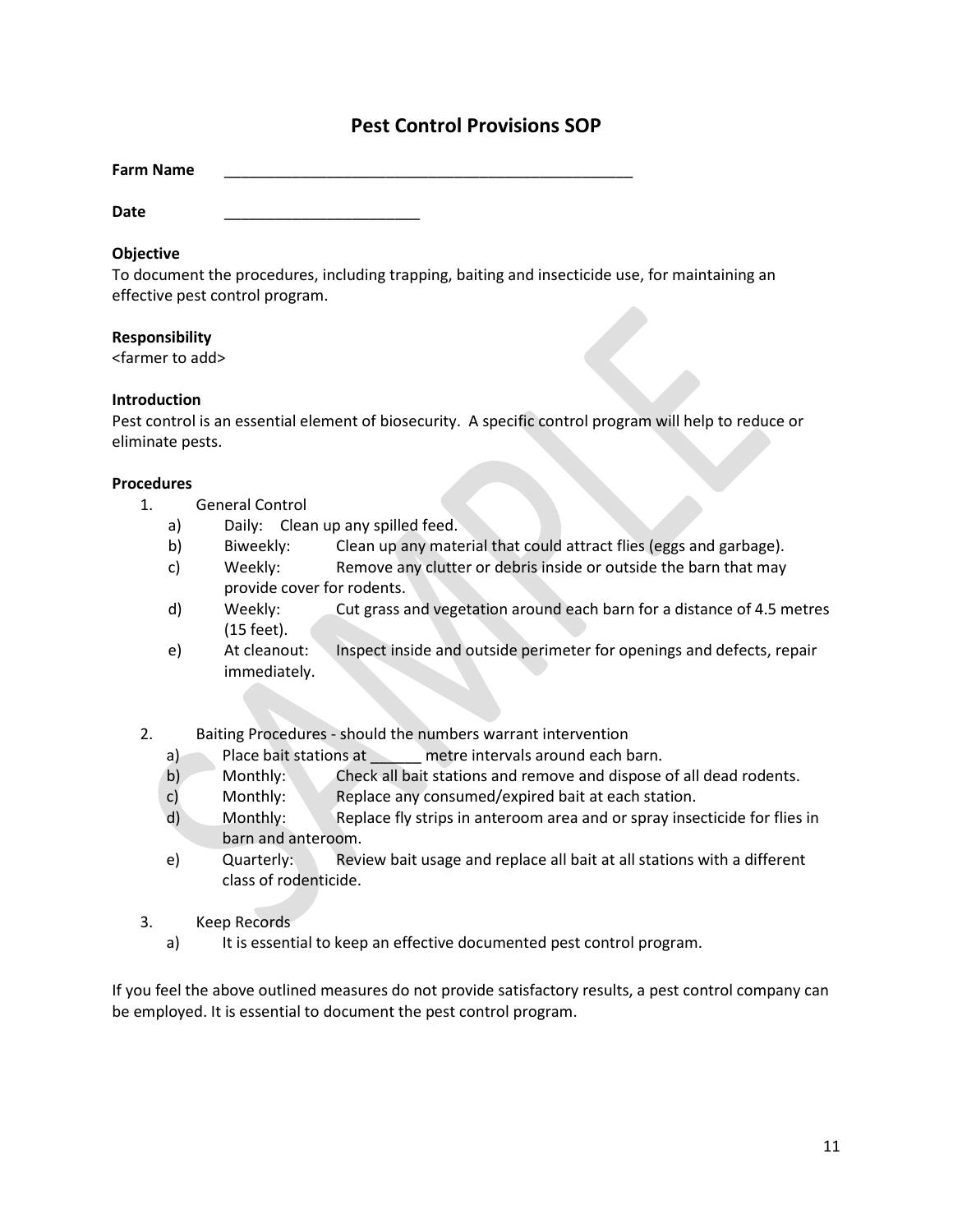# Pest Control Provisions SOP

**Farm Name** ___________________________________________________

**Date** ________________________

**Objective**
To document the procedures, including trapping, baiting and insecticide use, for maintaining an effective pest control program.

**Responsibility**
<farmer to add>

**Introduction**
Pest control is an essential element of biosecurity. A specific control program will help to reduce or eliminate pests.

**Procedures**

1. General Control
   a) Daily: Clean up any spilled feed.
   b) Biweekly: Clean up any material that could attract flies (eggs and garbage).
   c) Weekly: Remove any clutter or debris inside or outside the barn that may provide cover for rodents.
   d) Weekly: Cut grass and vegetation around each barn for a distance of 4.5 metres (15 feet).
   e) At cleanout: Inspect inside and outside perimeter for openings and defects, repair immediately.

2. Baiting Procedures - should the numbers warrant intervention
   a) Place bait stations at ______ metre intervals around each barn.
   b) Monthly: Check all bait stations and remove and dispose of all dead rodents.
   c) Monthly: Replace any consumed/expired bait at each station.
   d) Monthly: Replace fly strips in anteroom area and or spray insecticide for flies in barn and anteroom.
   e) Quarterly: Review bait usage and replace all bait at all stations with a different class of rodenticide.

3. Keep Records
   a) It is essential to keep an effective documented pest control program.

If you feel the above outlined measures do not provide satisfactory results, a pest control company can be employed. It is essential to document the pest control program.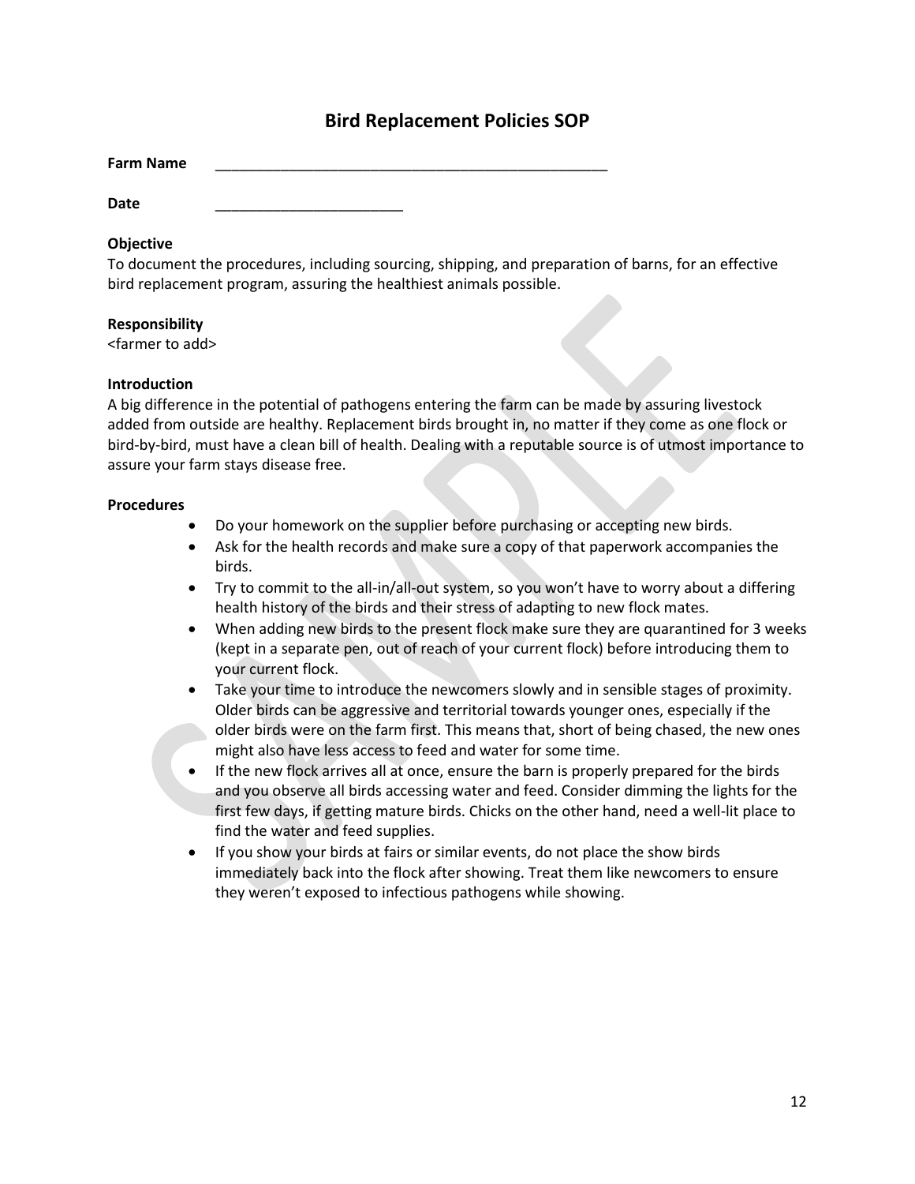# Bird Replacement Policies SOP

**Farm Name** \_\_\_\_\_\_\_\_\_\_\_\_\_\_\_\_\_\_\_\_\_\_\_\_\_\_\_\_\_\_\_\_\_\_\_\_\_\_\_\_\_\_\_\_\_\_\_\_\_\_

**Date** \_\_\_\_\_\_\_\_\_\_\_\_\_\_\_\_\_\_\_\_\_\_\_\_

**Objective**

To document the procedures, including sourcing, shipping, and preparation of barns, for an effective bird replacement program, assuring the healthiest animals possible.

**Responsibility**

<farmer to add>

**Introduction**

A big difference in the potential of pathogens entering the farm can be made by assuring livestock added from outside are healthy. Replacement birds brought in, no matter if they come as one flock or bird-by-bird, must have a clean bill of health. Dealing with a reputable source is of utmost importance to assure your farm stays disease free.

**Procedures**

- Do your homework on the supplier before purchasing or accepting new birds.
- Ask for the health records and make sure a copy of that paperwork accompanies the birds.
- Try to commit to the all-in/all-out system, so you won't have to worry about a differing health history of the birds and their stress of adapting to new flock mates.
- When adding new birds to the present flock make sure they are quarantined for 3 weeks (kept in a separate pen, out of reach of your current flock) before introducing them to your current flock.
- Take your time to introduce the newcomers slowly and in sensible stages of proximity. Older birds can be aggressive and territorial towards younger ones, especially if the older birds were on the farm first. This means that, short of being chased, the new ones might also have less access to feed and water for some time.
- If the new flock arrives all at once, ensure the barn is properly prepared for the birds and you observe all birds accessing water and feed. Consider dimming the lights for the first few days, if getting mature birds. Chicks on the other hand, need a well-lit place to find the water and feed supplies.
- If you show your birds at fairs or similar events, do not place the show birds immediately back into the flock after showing. Treat them like newcomers to ensure they weren't exposed to infectious pathogens while showing.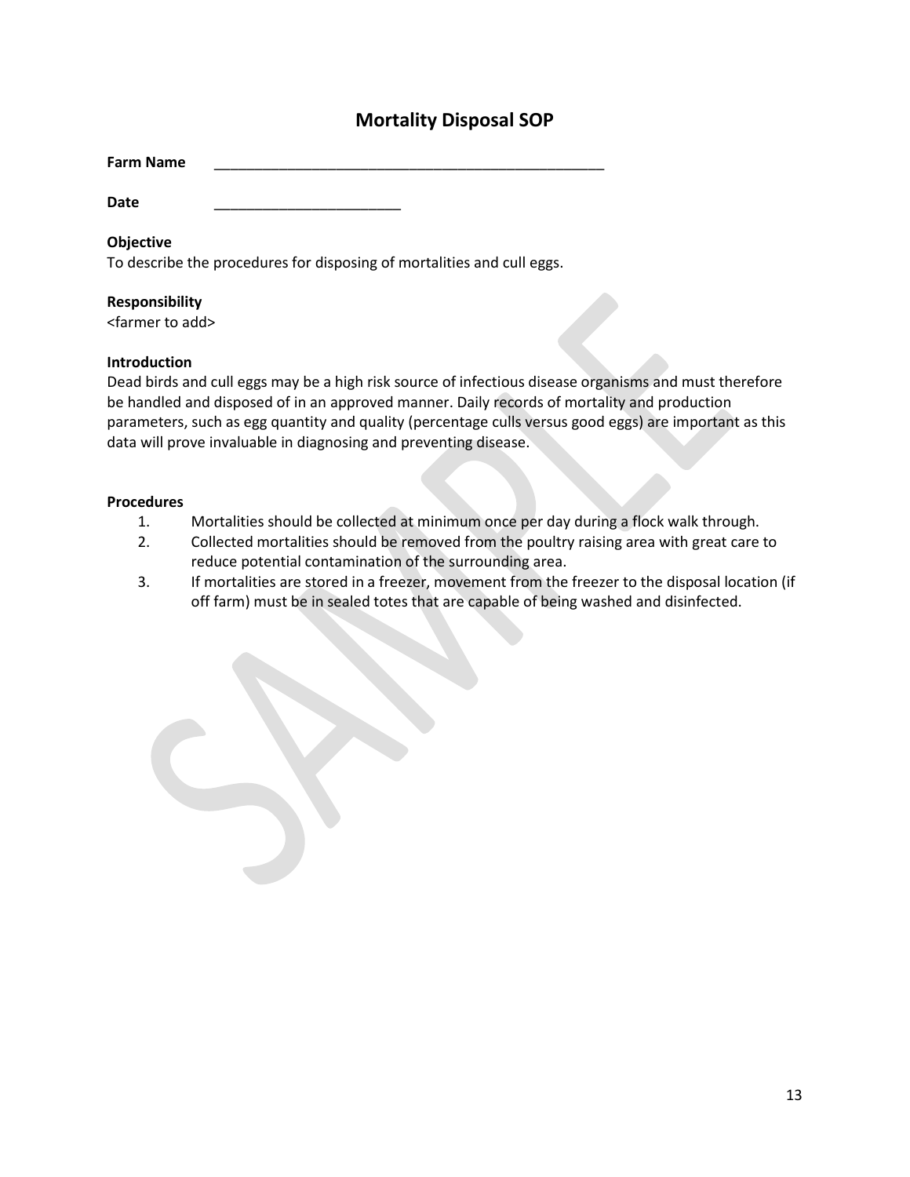# Mortality Disposal SOP

**Farm Name** ________________________________________________

**Date** ______________________

**Objective**
To describe the procedures for disposing of mortalities and cull eggs.

**Responsibility**
<farmer to add>

**Introduction**
Dead birds and cull eggs may be a high risk source of infectious disease organisms and must therefore be handled and disposed of in an approved manner. Daily records of mortality and production parameters, such as egg quantity and quality (percentage culls versus good eggs) are important as this data will prove invaluable in diagnosing and preventing disease.

**Procedures**

1. Mortalities should be collected at minimum once per day during a flock walk through.
2. Collected mortalities should be removed from the poultry raising area with great care to reduce potential contamination of the surrounding area.
3. If mortalities are stored in a freezer, movement from the freezer to the disposal location (if off farm) must be in sealed totes that are capable of being washed and disinfected.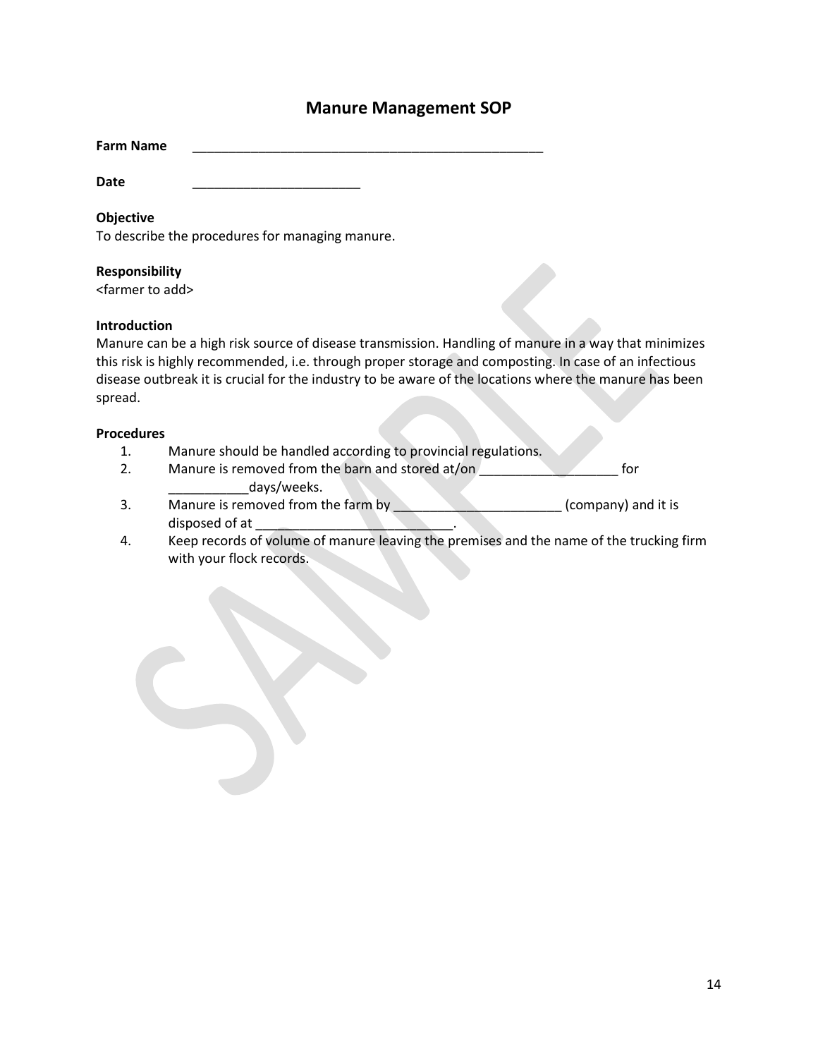# Manure Management SOP

**Farm Name** ___________________________________________________

**Date** _______________________

**Objective**
To describe the procedures for managing manure.

**Responsibility**
<farmer to add>

**Introduction**
Manure can be a high risk source of disease transmission. Handling of manure in a way that minimizes this risk is highly recommended, i.e. through proper storage and composting. In case of an infectious disease outbreak it is crucial for the industry to be aware of the locations where the manure has been spread.

**Procedures**

1. Manure should be handled according to provincial regulations.
2. Manure is removed from the barn and stored at/on ___________________ for ___________days/weeks.
3. Manure is removed from the farm by _______________________ (company) and it is disposed of at ___________________________.
4. Keep records of volume of manure leaving the premises and the name of the trucking firm with your flock records.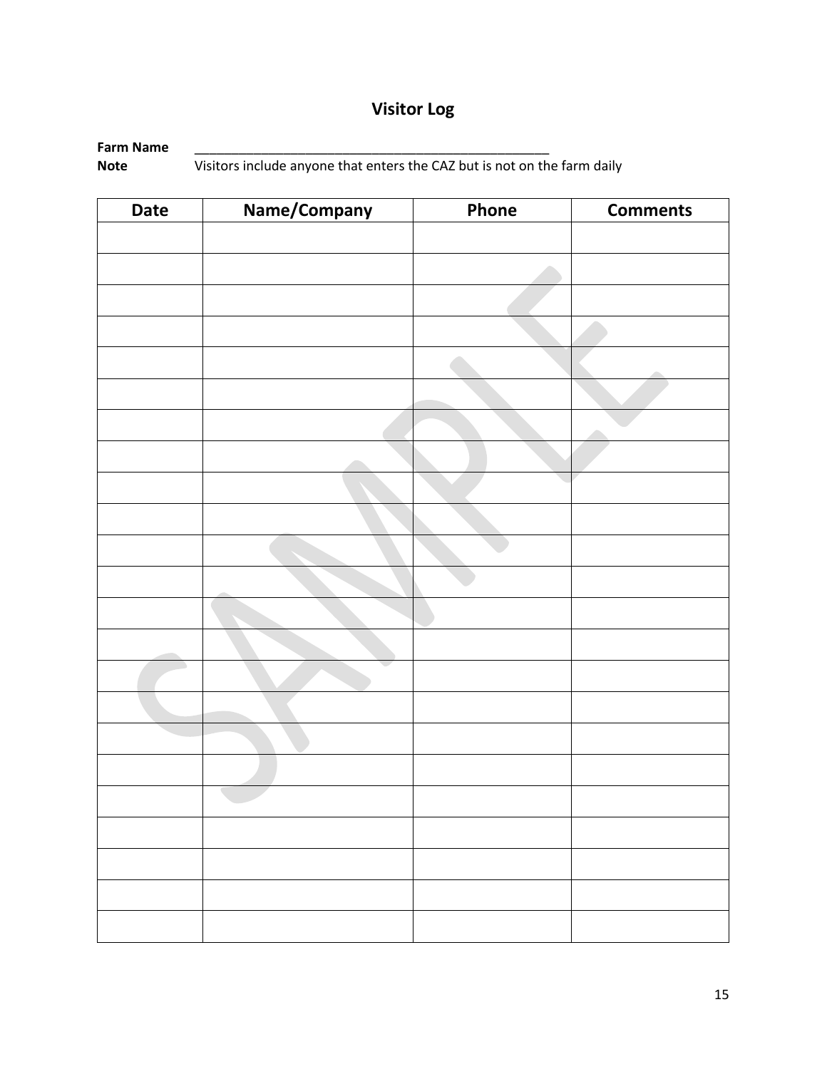# Visitor Log

**Farm Name** \_\_\_\_\_\_\_\_\_\_\_\_\_\_\_\_\_\_\_\_\_\_\_\_\_\_\_\_\_\_\_\_\_\_\_\_\_\_\_\_\_\_\_\_\_\_\_\_\_\_

**Note** Visitors include anyone that enters the CAZ but is not on the farm daily

| Date | Name/Company | Phone | Comments |
|---|---|---|---|
| | | | |
| | | | |
| | | | |
| | | | |
| | | | |
| | | | |
| | | | |
| | | | |
| | | | |
| | | | |
| | | | |
| | | | |
| | | | |
| | | | |
| | | | |
| | | | |
| | | | |
| | | | |
| | | | |
| | | | |
| | | | |
| | | | |
| | | | |

SAMPLE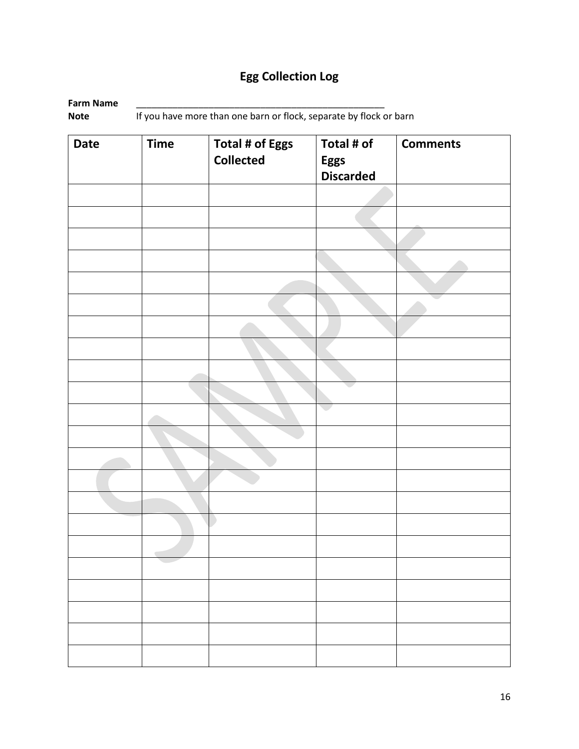# Egg Collection Log

**Farm Name** ________________________________________________

**Note** If you have more than one barn or flock, separate by flock or barn

| Date | Time | Total # of Eggs Collected | Total # of Eggs Discarded | Comments |
|---|---|---|---|---|
| | | | | |
| | | | | |
| | | | | |
| | | | | |
| | | | | |
| | | | | |
| | | | | |
| | | | | |
| | | | | |
| | | | | |
| | | | | |
| | | | | |
| | | | | |
| | | | | |
| | | | | |
| | | | | |
| | | | | |
| | | | | |
| | | | | |
| | | | | |
| | | | | |
| | | | | |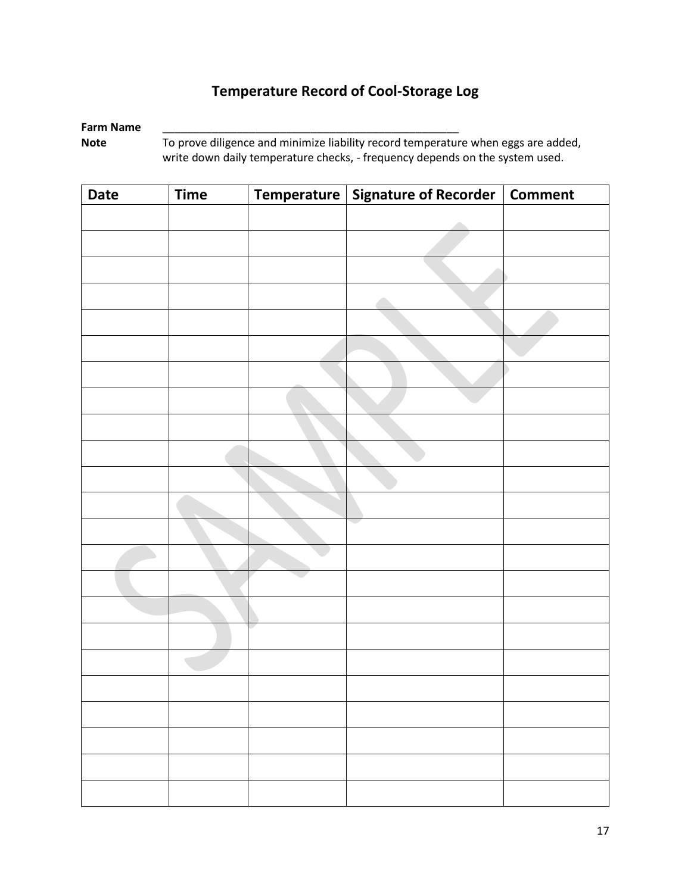# Temperature Record of Cool-Storage Log

**Farm Name** ___________________________________________________

**Note** To prove diligence and minimize liability record temperature when eggs are added, write down daily temperature checks, - frequency depends on the system used.

| Date | Time | Temperature | Signature of Recorder | Comment |
|---|---|---|---|---|
| | | | | |
| | | | | |
| | | | | |
| | | | | |
| | | | | |
| | | | | |
| | | | | |
| | | | | |
| | | | | |
| | | | | |
| | | | | |
| | | | | |
| | | | | |
| | | | | |
| | | | | |
| | | | | |
| | | | | |
| | | | | |
| | | | | |
| | | | | |
| | | | | |
| | | | | |
| | | | | |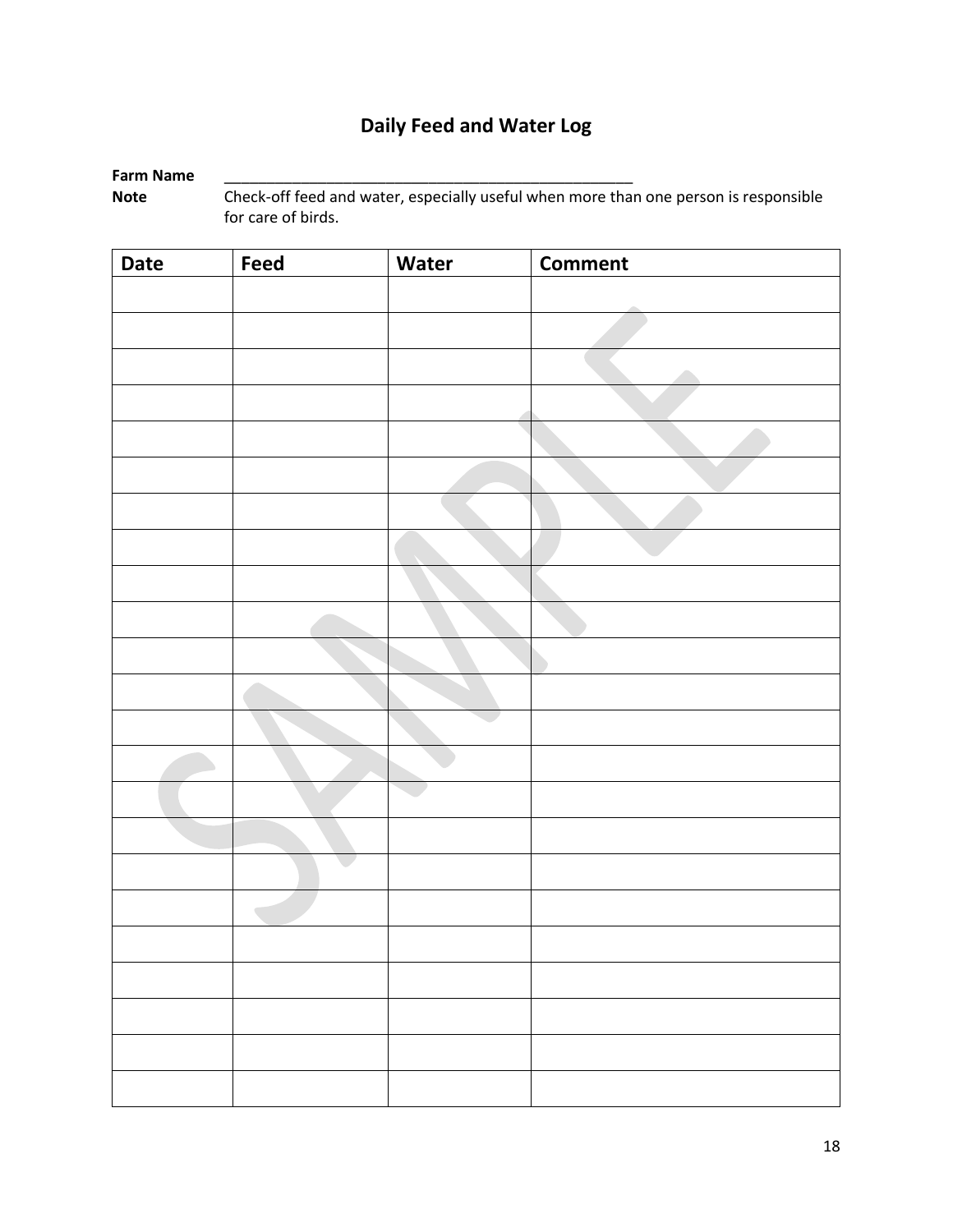# Daily Feed and Water Log

**Farm Name** ___________________________________________________

**Note** Check-off feed and water, especially useful when more than one person is responsible for care of birds.

| Date | Feed | Water | Comment |
|---|---|---|---|
| | | | |
| | | | |
| | | | |
| | | | |
| | | | |
| | | | |
| | | | |
| | | | |
| | | | |
| | | | |
| | | | |
| | | | |
| | | | |
| | | | |
| | | | |
| | | | |
| | | | |
| | | | |
| | | | |
| | | | |
| | | | |
| | | | |
| | | | |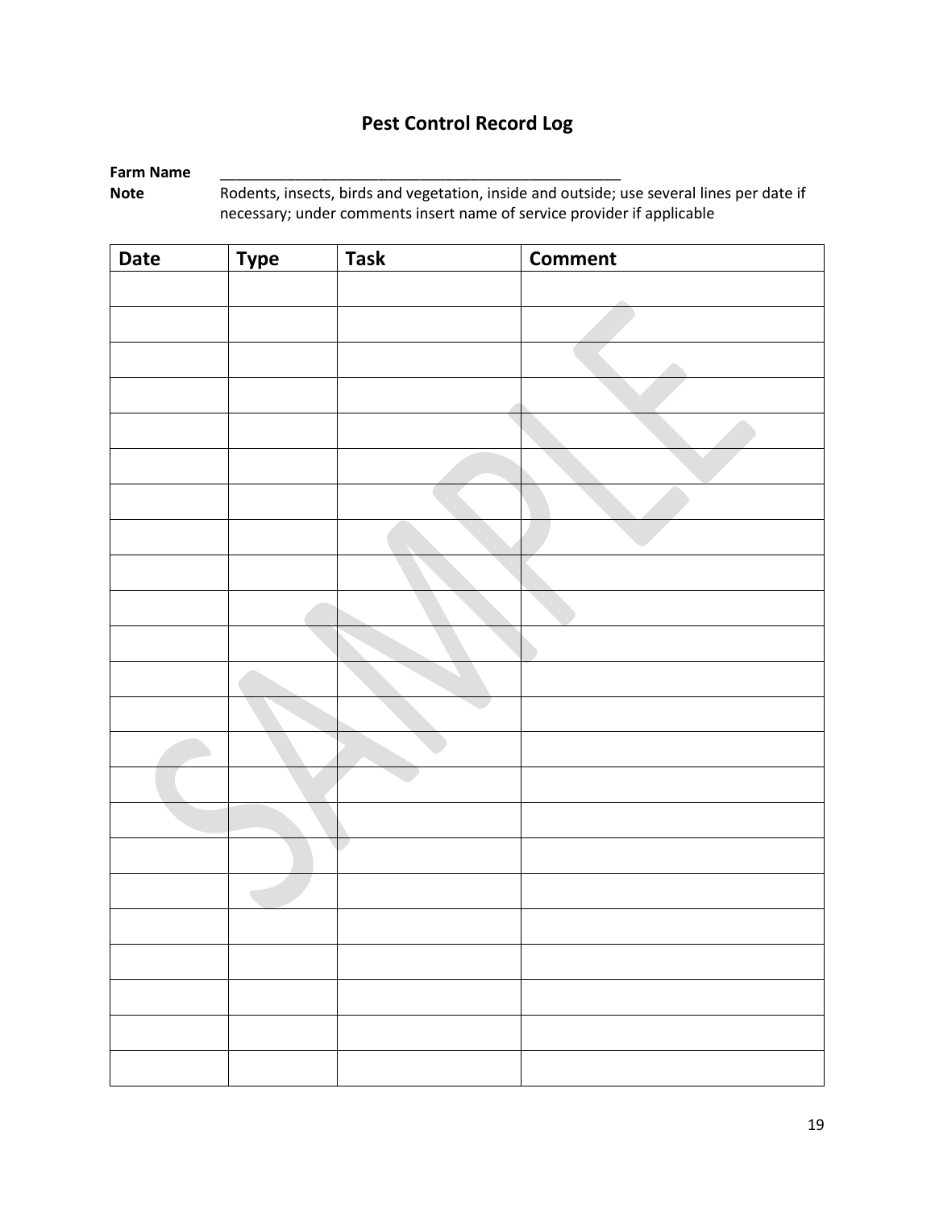# Pest Control Record Log

**Farm Name** ___________________________________________________

**Note** Rodents, insects, birds and vegetation, inside and outside; use several lines per date if necessary; under comments insert name of service provider if applicable

| Date | Type | Task | Comment |
|---|---|---|---|
| | | | |
| | | | |
| | | | |
| | | | |
| | | | |
| | | | |
| | | | |
| | | | |
| | | | |
| | | | |
| | | | |
| | | | |
| | | | |
| | | | |
| | | | |
| | | | |
| | | | |
| | | | |
| | | | |
| | | | |
| | | | |
| | | | |
| | | | |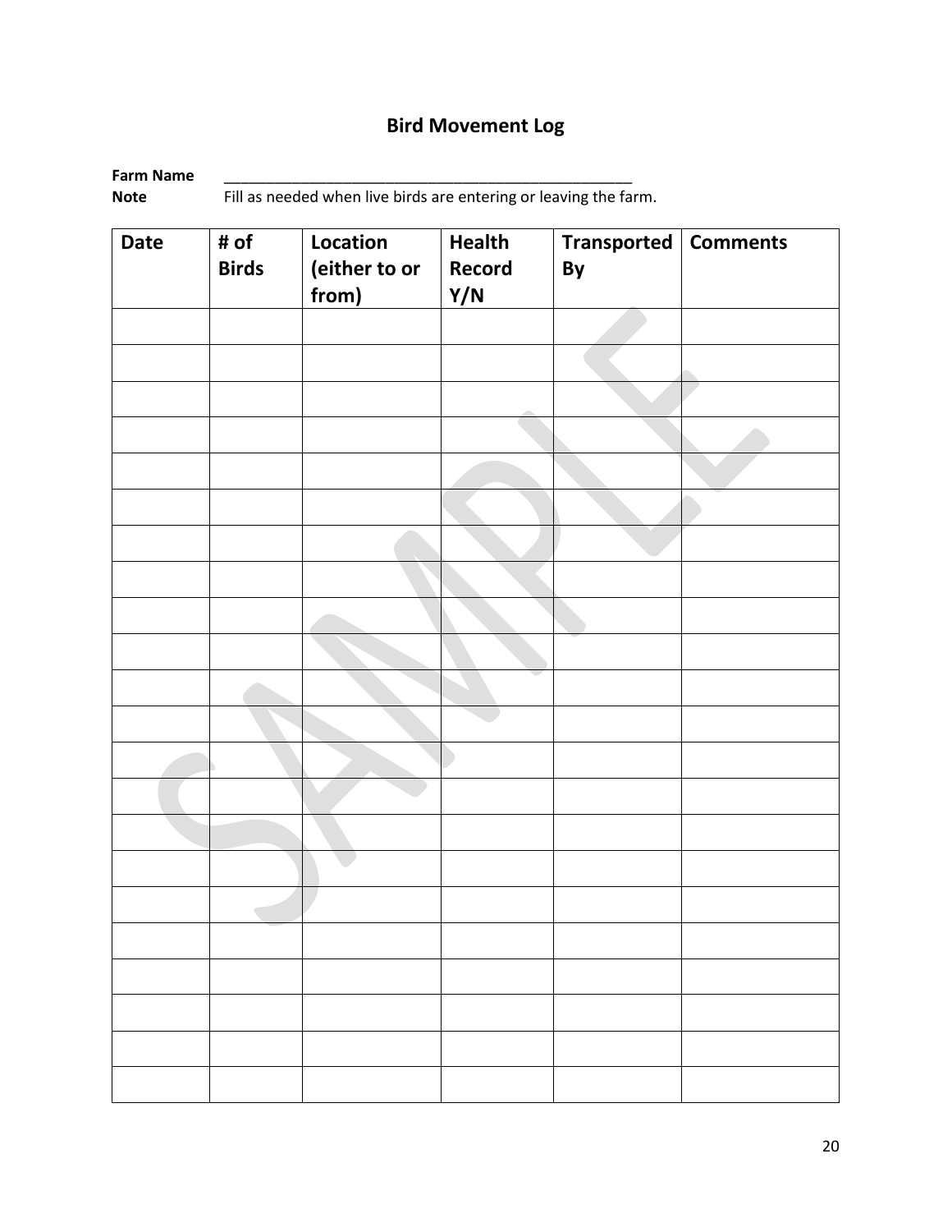# Bird Movement Log

**Farm Name** ____________________________________________________

**Note** Fill as needed when live birds are entering or leaving the farm.

| Date | # of Birds | Location (either to or from) | Health Record Y/N | Transported By | Comments |
|---|---|---|---|---|---|
| | | | | | |
| | | | | | |
| | | | | | |
| | | | | | |
| | | | | | |
| | | | | | |
| | | | | | |
| | | | | | |
| | | | | | |
| | | | | | |
| | | | | | |
| | | | | | |
| | | | | | |
| | | | | | |
| | | | | | |
| | | | | | |
| | | | | | |
| | | | | | |
| | | | | | |
| | | | | | |
| | | | | | |
| | | | | | |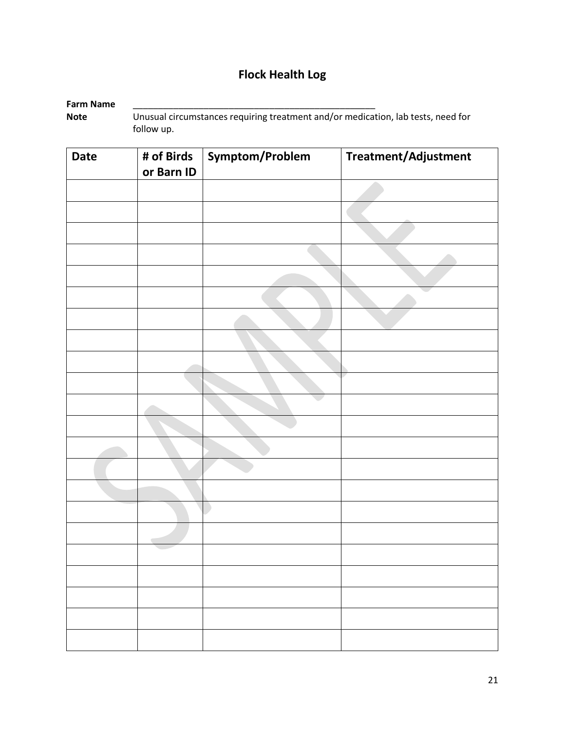# Flock Health Log

**Farm Name** ___________________________________________________

**Note** Unusual circumstances requiring treatment and/or medication, lab tests, need for follow up.

| Date | # of Birds or Barn ID | Symptom/Problem | Treatment/Adjustment |
|---|---|---|---|
| | | | |
| | | | |
| | | | |
| | | | |
| | | | |
| | | | |
| | | | |
| | | | |
| | | | |
| | | | |
| | | | |
| | | | |
| | | | |
| | | | |
| | | | |
| | | | |
| | | | |
| | | | |
| | | | |
| | | | |
| | | | |
| | | | |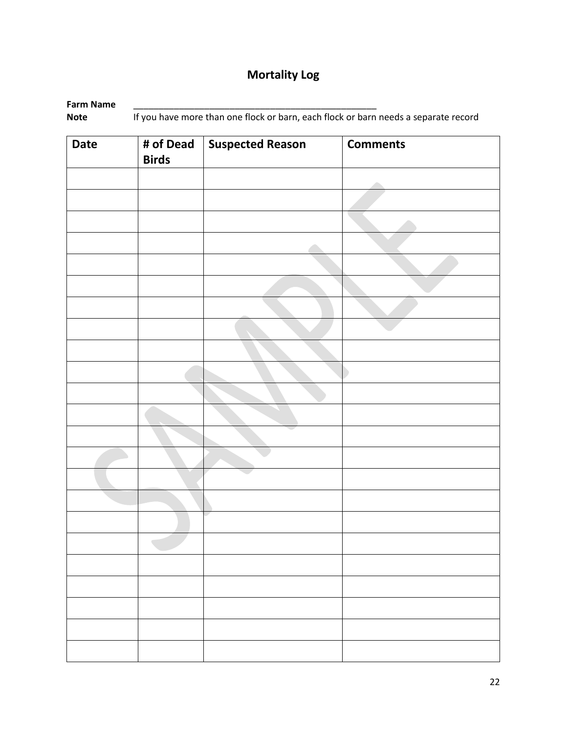# Mortality Log

**Farm Name** ______________________________________________

**Note** If you have more than one flock or barn, each flock or barn needs a separate record

| Date | # of Dead Birds | Suspected Reason | Comments |
|---|---|---|---|
| | | | |
| | | | |
| | | | |
| | | | |
| | | | |
| | | | |
| | | | |
| | | | |
| | | | |
| | | | |
| | | | |
| | | | |
| | | | |
| | | | |
| | | | |
| | | | |
| | | | |
| | | | |
| | | | |
| | | | |
| | | | |
| | | | |
| | | | |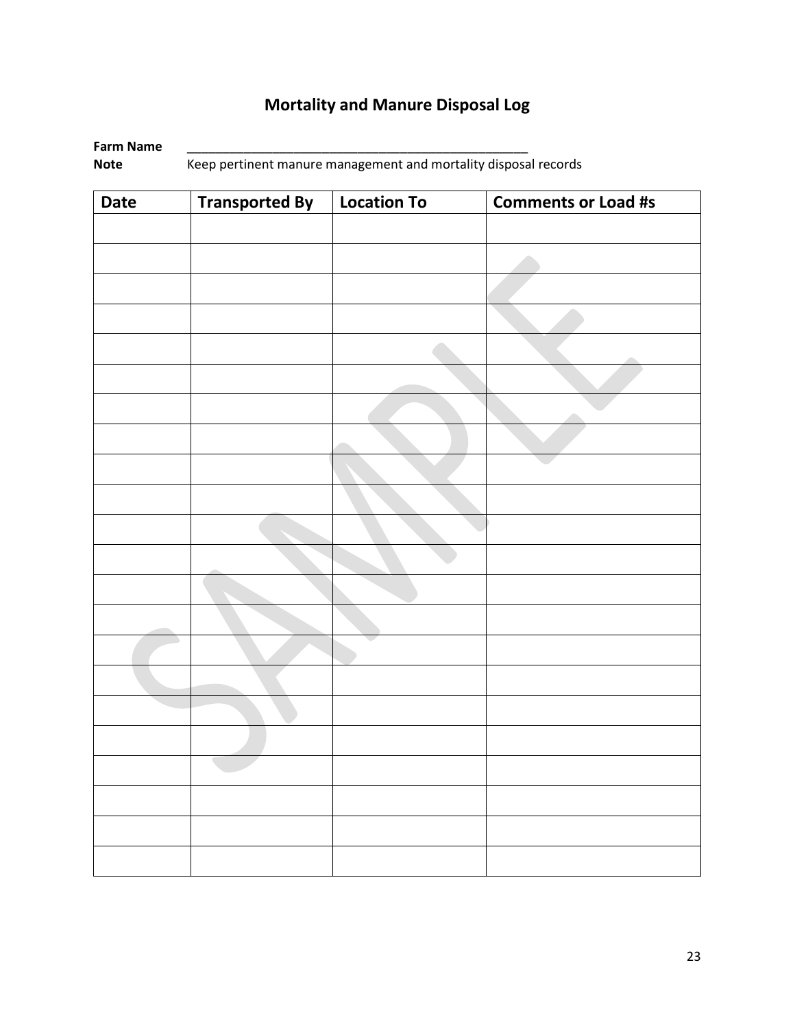# Mortality and Manure Disposal Log

**Farm Name** ___________________________________________________

**Note** Keep pertinent manure management and mortality disposal records

| Date | Transported By | Location To | Comments or Load #s |
|---|---|---|---|
| | | | |
| | | | |
| | | | |
| | | | |
| | | | |
| | | | |
| | | | |
| | | | |
| | | | |
| | | | |
| | | | |
| | | | |
| | | | |
| | | | |
| | | | |
| | | | |
| | | | |
| | | | |
| | | | |
| | | | |
| | | | |
| | | | |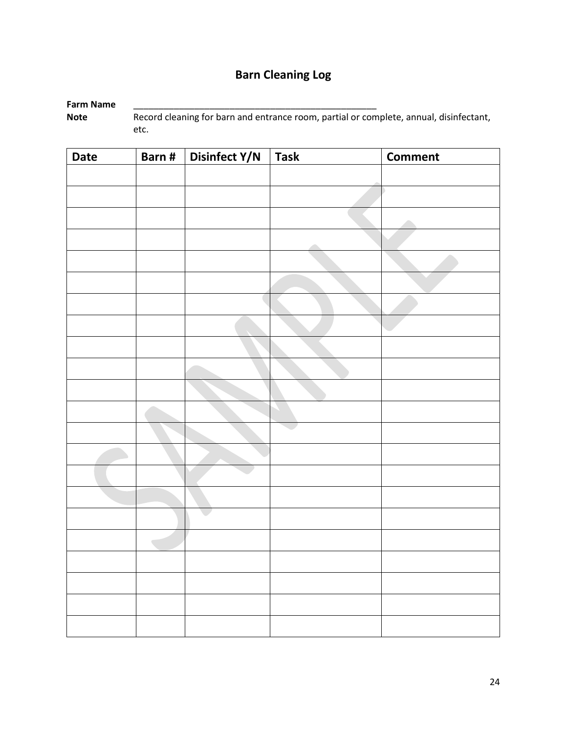# Barn Cleaning Log

**Farm Name** ___________________________________________________

**Note** Record cleaning for barn and entrance room, partial or complete, annual, disinfectant, etc.

| Date | Barn # | Disinfect Y/N | Task | Comment |
|---|---|---|---|---|
| | | | | |
| | | | | |
| | | | | |
| | | | | |
| | | | | |
| | | | | |
| | | | | |
| | | | | |
| | | | | |
| | | | | |
| | | | | |
| | | | | |
| | | | | |
| | | | | |
| | | | | |
| | | | | |
| | | | | |
| | | | | |
| | | | | |
| | | | | |
| | | | | |
| | | | | |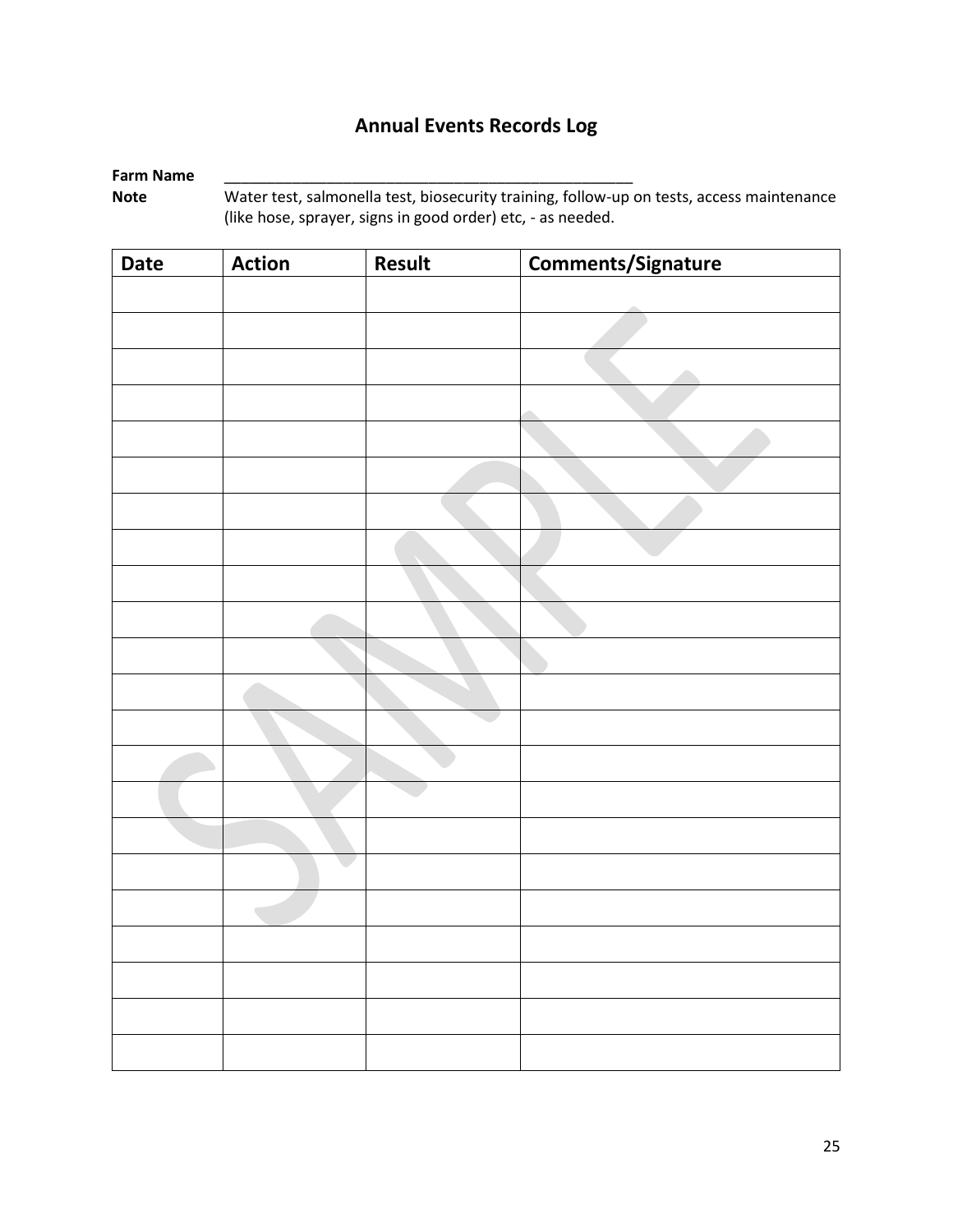# Annual Events Records Log

**Farm Name** ___________________________________________________

**Note** Water test, salmonella test, biosecurity training, follow-up on tests, access maintenance (like hose, sprayer, signs in good order) etc, - as needed.

| Date | Action | Result | Comments/Signature |
|---|---|---|---|
| | | | |
| | | | |
| | | | |
| | | | |
| | | | |
| | | | |
| | | | |
| | | | |
| | | | |
| | | | |
| | | | |
| | | | |
| | | | |
| | | | |
| | | | |
| | | | |
| | | | |
| | | | |
| | | | |
| | | | |
| | | | |
| | | | |

SAMPLE